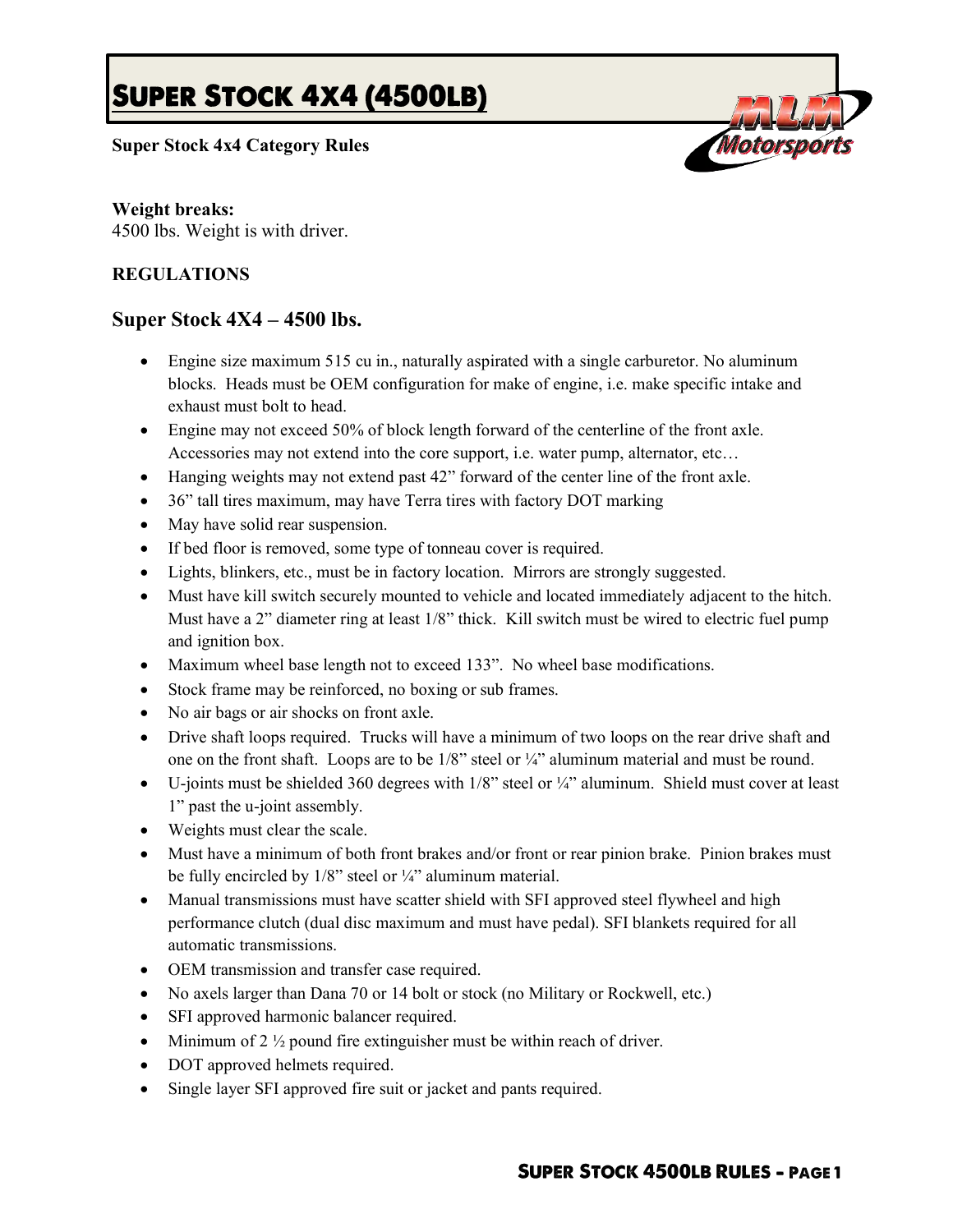# Super Stock 4x4 (4500lb)

**Super Stock 4x4 Category Rules**

**Weight breaks:**
4500 lbs. Weight is with driver.

**REGULATIONS**

## Super Stock 4X4 – 4500 lbs.

- Engine size maximum 515 cu in., naturally aspirated with a single carburetor. No aluminum blocks. Heads must be OEM configuration for make of engine, i.e. make specific intake and exhaust must bolt to head.
- Engine may not exceed 50% of block length forward of the centerline of the front axle. Accessories may not extend into the core support, i.e. water pump, alternator, etc…
- Hanging weights may not extend past 42" forward of the center line of the front axle.
- 36" tall tires maximum, may have Terra tires with factory DOT marking
- May have solid rear suspension.
- If bed floor is removed, some type of tonneau cover is required.
- Lights, blinkers, etc., must be in factory location. Mirrors are strongly suggested.
- Must have kill switch securely mounted to vehicle and located immediately adjacent to the hitch. Must have a 2" diameter ring at least 1/8" thick. Kill switch must be wired to electric fuel pump and ignition box.
- Maximum wheel base length not to exceed 133". No wheel base modifications.
- Stock frame may be reinforced, no boxing or sub frames.
- No air bags or air shocks on front axle.
- Drive shaft loops required. Trucks will have a minimum of two loops on the rear drive shaft and one on the front shaft. Loops are to be 1/8" steel or ¼" aluminum material and must be round.
- U-joints must be shielded 360 degrees with 1/8" steel or ¼" aluminum. Shield must cover at least 1" past the u-joint assembly.
- Weights must clear the scale.
- Must have a minimum of both front brakes and/or front or rear pinion brake. Pinion brakes must be fully encircled by 1/8" steel or ¼" aluminum material.
- Manual transmissions must have scatter shield with SFI approved steel flywheel and high performance clutch (dual disc maximum and must have pedal). SFI blankets required for all automatic transmissions.
- OEM transmission and transfer case required.
- No axels larger than Dana 70 or 14 bolt or stock (no Military or Rockwell, etc.)
- SFI approved harmonic balancer required.
- Minimum of 2 ½ pound fire extinguisher must be within reach of driver.
- DOT approved helmets required.
- Single layer SFI approved fire suit or jacket and pants required.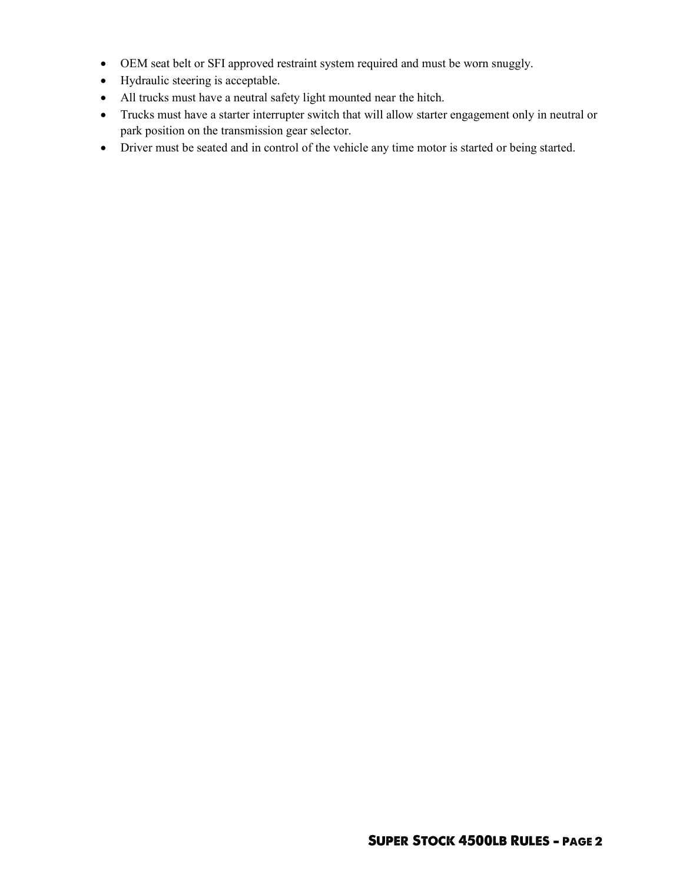- OEM seat belt or SFI approved restraint system required and must be worn snuggly.
- Hydraulic steering is acceptable.
- All trucks must have a neutral safety light mounted near the hitch.
- Trucks must have a starter interrupter switch that will allow starter engagement only in neutral or park position on the transmission gear selector.
- Driver must be seated and in control of the vehicle any time motor is started or being started.